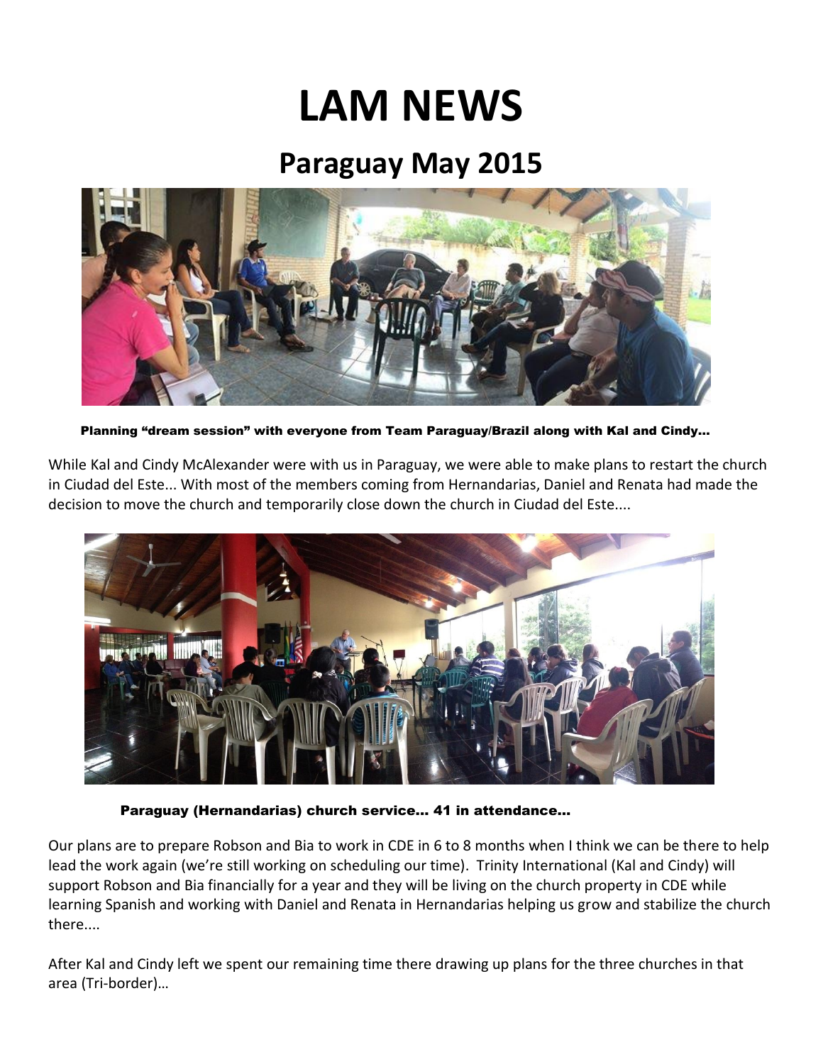# LAM NEWS

## Paraguay May 2015

**Planning "dream session" with everyone from Team Paraguay/Brazil along with Kal and Cindy…**

While Kal and Cindy McAlexander were with us in Paraguay, we were able to make plans to restart the church in Ciudad del Este... With most of the members coming from Hernandarias, Daniel and Renata had made the decision to move the church and temporarily close down the church in Ciudad del Este....

**Paraguay (Hernandarias) church service… 41 in attendance…**

Our plans are to prepare Robson and Bia to work in CDE in 6 to 8 months when I think we can be there to help lead the work again (we're still working on scheduling our time). Trinity International (Kal and Cindy) will support Robson and Bia financially for a year and they will be living on the church property in CDE while learning Spanish and working with Daniel and Renata in Hernandarias helping us grow and stabilize the church there....

After Kal and Cindy left we spent our remaining time there drawing up plans for the three churches in that area (Tri-border)…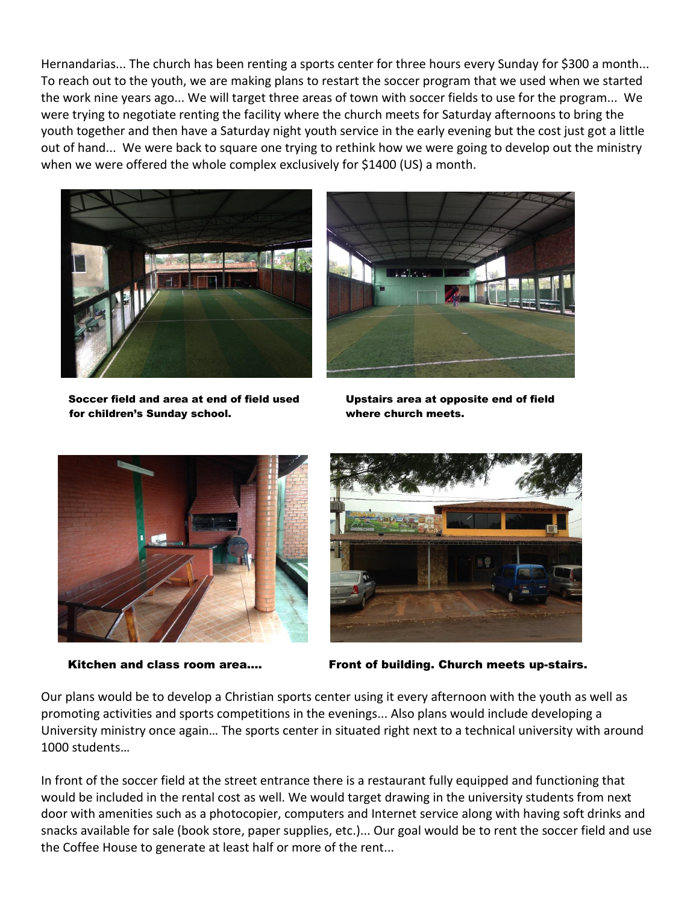Hernandarias... The church has been renting a sports center for three hours every Sunday for $300 a month... To reach out to the youth, we are making plans to restart the soccer program that we used when we started the work nine years ago... We will target three areas of town with soccer fields to use for the program... We were trying to negotiate renting the facility where the church meets for Saturday afternoons to bring the youth together and then have a Saturday night youth service in the early evening but the cost just got a little out of hand... We were back to square one trying to rethink how we were going to develop out the ministry when we were offered the whole complex exclusively for $1400 (US) a month.

**Soccer field and area at end of field used for children's Sunday school.**

**Upstairs area at opposite end of field where church meets.**

**Kitchen and class room area....**

**Front of building. Church meets up-stairs.**

Our plans would be to develop a Christian sports center using it every afternoon with the youth as well as promoting activities and sports competitions in the evenings... Also plans would include developing a University ministry once again… The sports center in situated right next to a technical university with around 1000 students…

In front of the soccer field at the street entrance there is a restaurant fully equipped and functioning that would be included in the rental cost as well. We would target drawing in the university students from next door with amenities such as a photocopier, computers and Internet service along with having soft drinks and snacks available for sale (book store, paper supplies, etc.)... Our goal would be to rent the soccer field and use the Coffee House to generate at least half or more of the rent...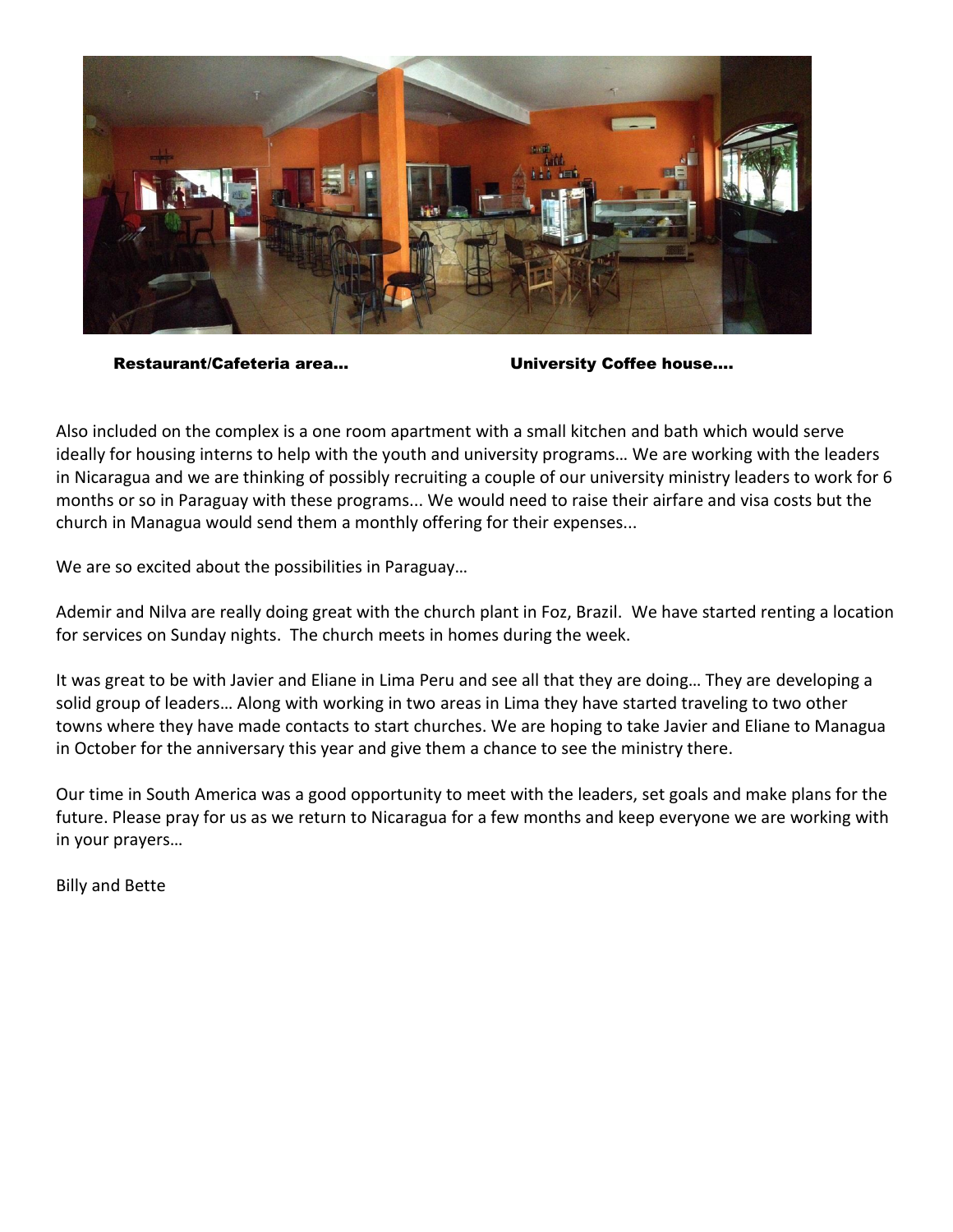**Restaurant/Cafeteria area…** **University Coffee house….**

Also included on the complex is a one room apartment with a small kitchen and bath which would serve ideally for housing interns to help with the youth and university programs… We are working with the leaders in Nicaragua and we are thinking of possibly recruiting a couple of our university ministry leaders to work for 6 months or so in Paraguay with these programs... We would need to raise their airfare and visa costs but the church in Managua would send them a monthly offering for their expenses...

We are so excited about the possibilities in Paraguay…

Ademir and Nilva are really doing great with the church plant in Foz, Brazil. We have started renting a location for services on Sunday nights. The church meets in homes during the week.

It was great to be with Javier and Eliane in Lima Peru and see all that they are doing… They are developing a solid group of leaders… Along with working in two areas in Lima they have started traveling to two other towns where they have made contacts to start churches. We are hoping to take Javier and Eliane to Managua in October for the anniversary this year and give them a chance to see the ministry there.

Our time in South America was a good opportunity to meet with the leaders, set goals and make plans for the future. Please pray for us as we return to Nicaragua for a few months and keep everyone we are working with in your prayers…

Billy and Bette